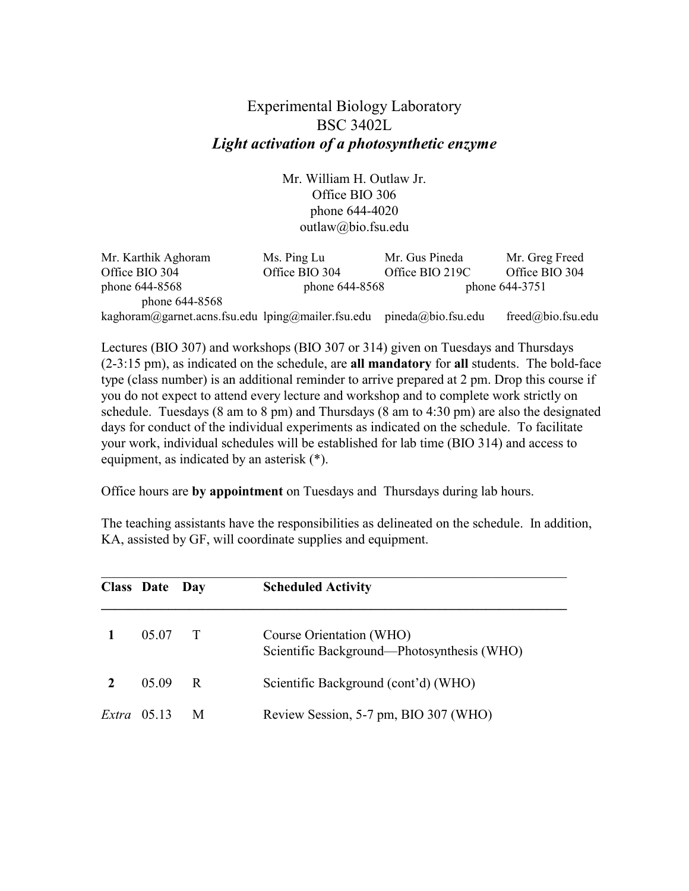# Experimental Biology Laboratory
# BSC 3402L
## *Light activation of a photosynthetic enzyme*

Mr. William H. Outlaw Jr.
Office BIO 306
phone 644-4020
outlaw@bio.fsu.edu

| | | | |
|---|---|---|---|
| Mr. Karthik Aghoram | Ms. Ping Lu | Mr. Gus Pineda | Mr. Greg Freed |
| Office BIO 304 | Office BIO 304 | Office BIO 219C | Office BIO 304 |
| phone 644-8568 | phone 644-8568 | phone 644-3751 | phone 644-8568 |
| kaghoram@garnet.acns.fsu.edu | lping@mailer.fsu.edu | pineda@bio.fsu.edu | freed@bio.fsu.edu |

Lectures (BIO 307) and workshops (BIO 307 or 314) given on Tuesdays and Thursdays (2-3:15 pm), as indicated on the schedule, are **all mandatory** for **all** students. The bold-face type (class number) is an additional reminder to arrive prepared at 2 pm. Drop this course if you do not expect to attend every lecture and workshop and to complete work strictly on schedule. Tuesdays (8 am to 8 pm) and Thursdays (8 am to 4:30 pm) are also the designated days for conduct of the individual experiments as indicated on the schedule. To facilitate your work, individual schedules will be established for lab time (BIO 314) and access to equipment, as indicated by an asterisk (*).

Office hours are **by appointment** on Tuesdays and Thursdays during lab hours.

The teaching assistants have the responsibilities as delineated on the schedule. In addition, KA, assisted by GF, will coordinate supplies and equipment.

| Class | Date | Day | Scheduled Activity |
|---|---|---|---|
| **1** | 05.07 | T | Course Orientation (WHO)<br>Scientific Background—Photosynthesis (WHO) |
| **2** | 05.09 | R | Scientific Background (cont'd) (WHO) |
| *Extra* | 05.13 | M | Review Session, 5-7 pm, BIO 307 (WHO) |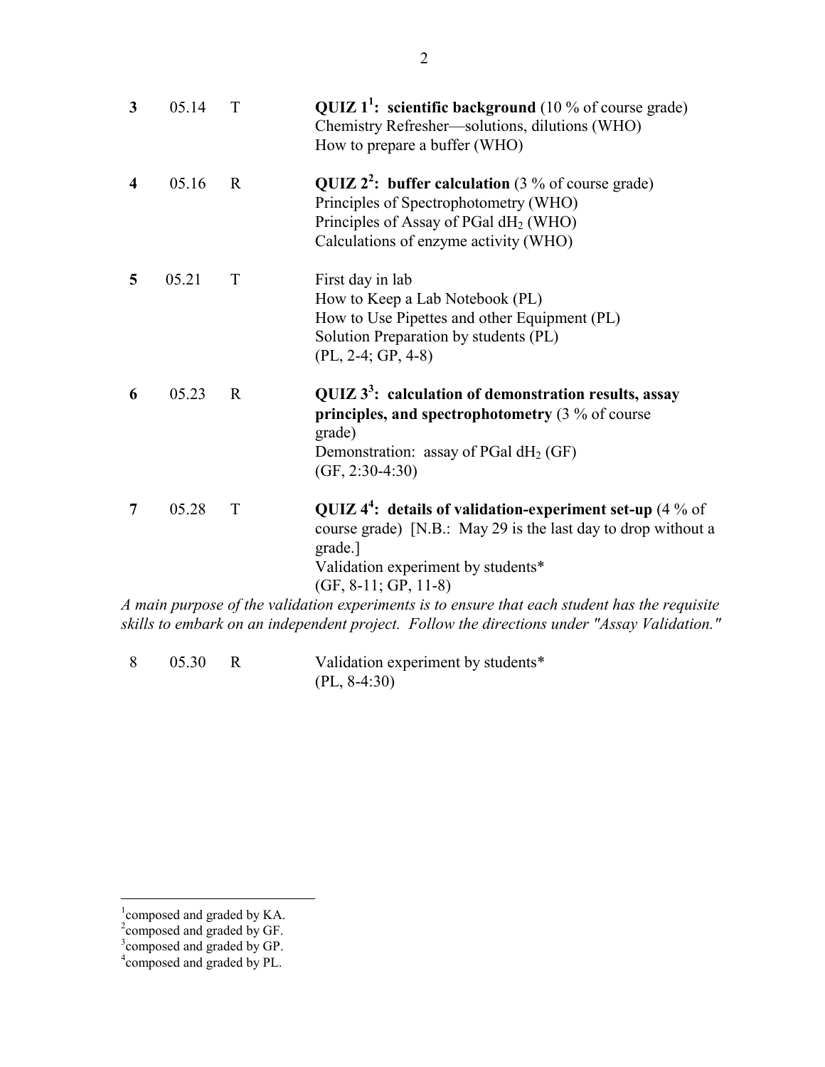| | | | |
|---|---|---|---|
| **3** | 05.14 | T | **QUIZ 1[1]: scientific background** (10 % of course grade)<br>Chemistry Refresher—solutions, dilutions (WHO)<br>How to prepare a buffer (WHO) |
| **4** | 05.16 | R | **QUIZ 2[2]: buffer calculation** (3 % of course grade)<br>Principles of Spectrophotometry (WHO)<br>Principles of Assay of PGal $dH_2$ (WHO)<br>Calculations of enzyme activity (WHO) |
| **5** | 05.21 | T | First day in lab<br>How to Keep a Lab Notebook (PL)<br>How to Use Pipettes and other Equipment (PL)<br>Solution Preparation by students (PL)<br>(PL, 2-4; GP, 4-8) |
| **6** | 05.23 | R | **QUIZ 3[3]: calculation of demonstration results, assay principles, and spectrophotometry** (3 % of course grade)<br>Demonstration: assay of PGal $dH_2$ (GF)<br>(GF, 2:30-4:30) |
| **7** | 05.28 | T | **QUIZ 4[4]: details of validation-experiment set-up** (4 % of course grade) [N.B.: May 29 is the last day to drop without a grade.]<br>Validation experiment by students*<br>(GF, 8-11; GP, 11-8) |

*A main purpose of the validation experiments is to ensure that each student has the requisite skills to embark on an independent project. Follow the directions under "Assay Validation."*

| | | | |
|---|---|---|---|
| 8 | 05.30 | R | Validation experiment by students*<br>(PL, 8-4:30) |

[1] composed and graded by KA.
[2] composed and graded by GF.
[3] composed and graded by GP.
[4] composed and graded by PL.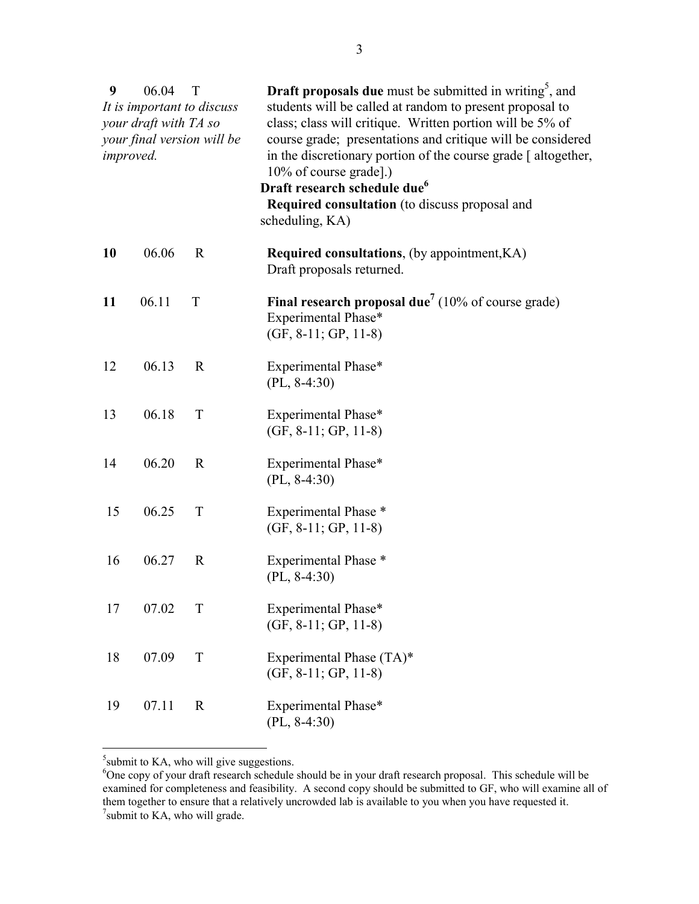| | | | |
|---|---|---|---|
| **9** | 06.04 | T | **Draft proposals due** must be submitted in writing[5], and students will be called at random to present proposal to class; class will critique. Written portion will be 5% of course grade; presentations and critique will be considered in the discretionary portion of the course grade [ altogether, 10% of course grade].) **Draft research schedule due**[6] **Required consultation** (to discuss proposal and scheduling, KA) |
| *It is important to discuss your draft with TA so your final version will be improved.* | | | |
| **10** | 06.06 | R | **Required consultations**, (by appointment,KA) Draft proposals returned. |
| **11** | 06.11 | T | **Final research proposal due**[7] (10% of course grade) Experimental Phase* (GF, 8-11; GP, 11-8) |
| 12 | 06.13 | R | Experimental Phase* (PL, 8-4:30) |
| 13 | 06.18 | T | Experimental Phase* (GF, 8-11; GP, 11-8) |
| 14 | 06.20 | R | Experimental Phase* (PL, 8-4:30) |
| 15 | 06.25 | T | Experimental Phase * (GF, 8-11; GP, 11-8) |
| 16 | 06.27 | R | Experimental Phase * (PL, 8-4:30) |
| 17 | 07.02 | T | Experimental Phase* (GF, 8-11; GP, 11-8) |
| 18 | 07.09 | T | Experimental Phase (TA)* (GF, 8-11; GP, 11-8) |
| 19 | 07.11 | R | Experimental Phase* (PL, 8-4:30) |

[5] submit to KA, who will give suggestions.

[6] One copy of your draft research schedule should be in your draft research proposal. This schedule will be examined for completeness and feasibility. A second copy should be submitted to GF, who will examine all of them together to ensure that a relatively uncrowded lab is available to you when you have requested it.

[7] submit to KA, who will grade.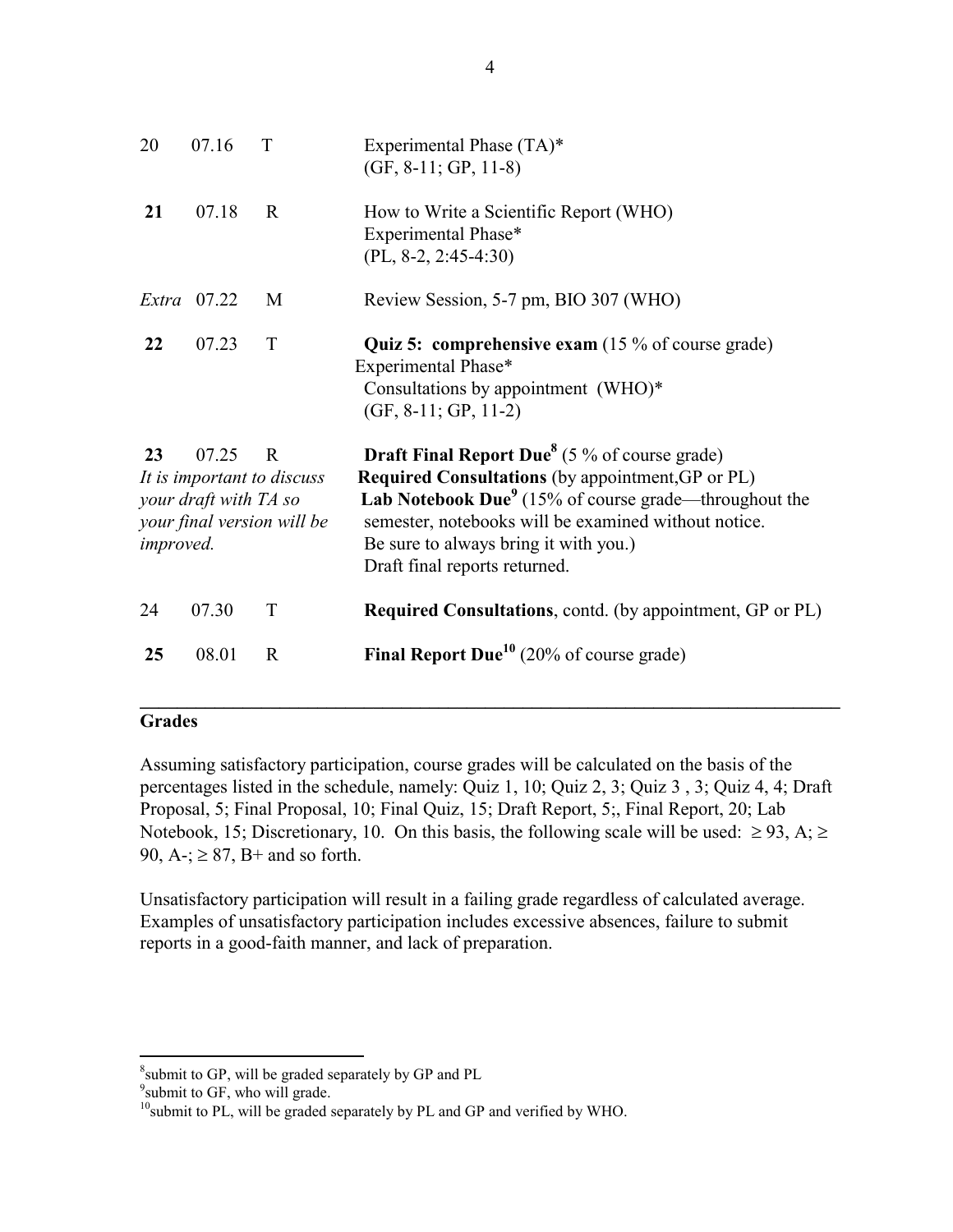| | | | |
|---|---|---|---|
| 20 | 07.16 | T | Experimental Phase (TA)*<br>(GF, 8-11; GP, 11-8) |
| **21** | 07.18 | R | How to Write a Scientific Report (WHO)<br>Experimental Phase*<br>(PL, 8-2, 2:45-4:30) |
| *Extra* | 07.22 | M | Review Session, 5-7 pm, BIO 307 (WHO) |
| **22** | 07.23 | T | **Quiz 5: comprehensive exam** (15 % of course grade)<br>Experimental Phase*<br>Consultations by appointment (WHO)*<br>(GF, 8-11; GP, 11-2) |
| **23** | 07.25 | R | **Draft Final Report Due**[8] (5 % of course grade)<br>**Required Consultations** (by appointment,GP or PL)<br>**Lab Notebook Due**[9] (15% of course grade—throughout the semester, notebooks will be examined without notice. Be sure to always bring it with you.)<br>Draft final reports returned. |
| *It is important to discuss your draft with TA so your final version will be improved.* | | | |
| 24 | 07.30 | T | **Required Consultations**, contd. (by appointment, GP or PL) |
| **25** | 08.01 | R | **Final Report Due**[10] (20% of course grade) |

---

## Grades

Assuming satisfactory participation, course grades will be calculated on the basis of the percentages listed in the schedule, namely: Quiz 1, 10; Quiz 2, 3; Quiz 3 , 3; Quiz 4, 4; Draft Proposal, 5; Final Proposal, 10; Final Quiz, 15; Draft Report, 5;, Final Report, 20; Lab Notebook, 15; Discretionary, 10. On this basis, the following scale will be used: $\geq$ 93, A; $\geq$ 90, A-; $\geq$ 87, B+ and so forth.

Unsatisfactory participation will result in a failing grade regardless of calculated average. Examples of unsatisfactory participation includes excessive absences, failure to submit reports in a good-faith manner, and lack of preparation.

---

[8] submit to GP, will be graded separately by GP and PL

[9] submit to GF, who will grade.

[10] submit to PL, will be graded separately by PL and GP and verified by WHO.